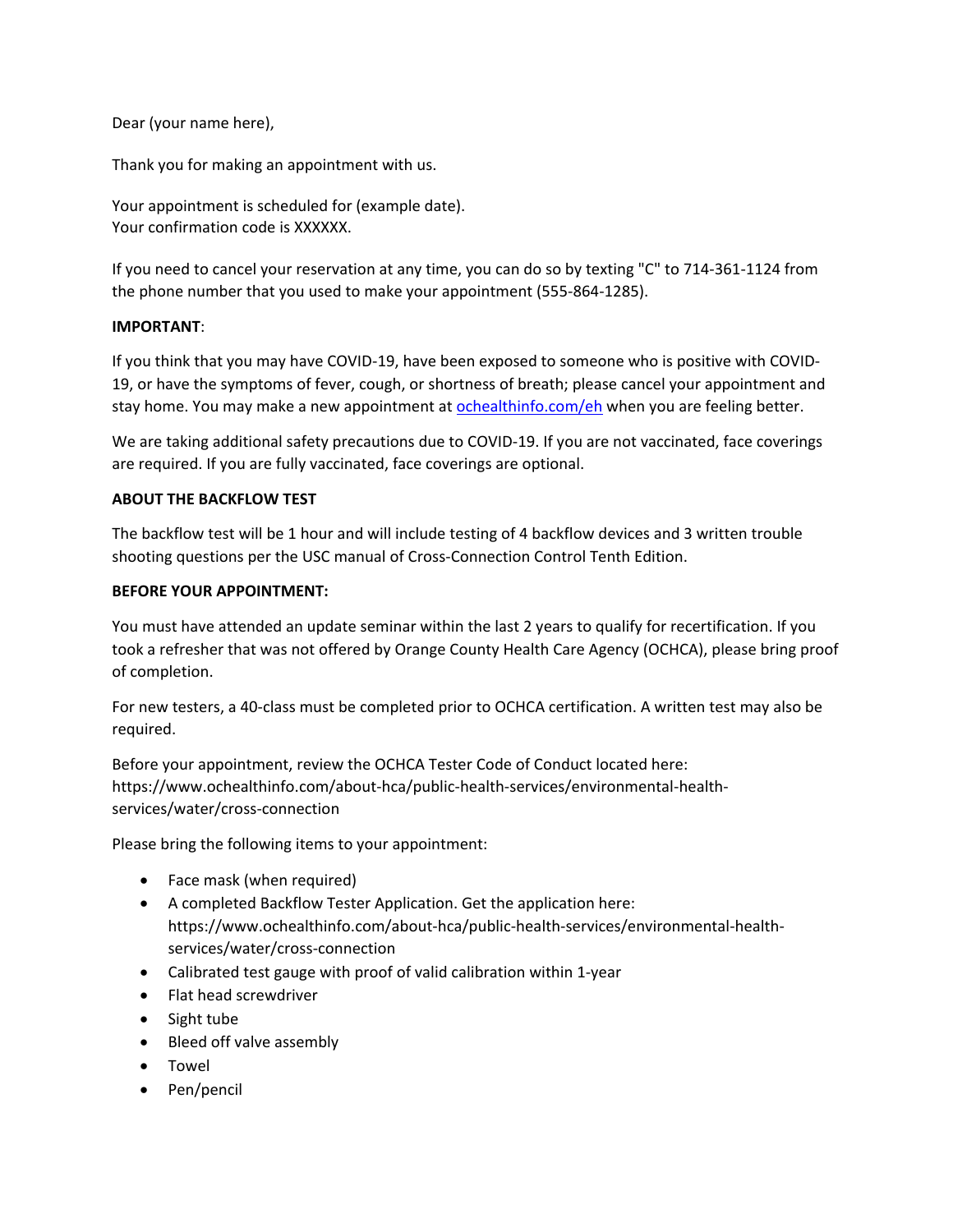Dear (your name here),

Thank you for making an appointment with us.

Your appointment is scheduled for (example date).
Your confirmation code is XXXXXX.

If you need to cancel your reservation at any time, you can do so by texting "C" to 714-361-1124 from the phone number that you used to make your appointment (555-864-1285).

**IMPORTANT**:

If you think that you may have COVID-19, have been exposed to someone who is positive with COVID-19, or have the symptoms of fever, cough, or shortness of breath; please cancel your appointment and stay home. You may make a new appointment at [ochealthinfo.com/eh](ochealthinfo.com/eh) when you are feeling better.

We are taking additional safety precautions due to COVID-19. If you are not vaccinated, face coverings are required. If you are fully vaccinated, face coverings are optional.

**ABOUT THE BACKFLOW TEST**

The backflow test will be 1 hour and will include testing of 4 backflow devices and 3 written trouble shooting questions per the USC manual of Cross-Connection Control Tenth Edition.

**BEFORE YOUR APPOINTMENT:**

You must have attended an update seminar within the last 2 years to qualify for recertification. If you took a refresher that was not offered by Orange County Health Care Agency (OCHCA), please bring proof of completion.

For new testers, a 40-class must be completed prior to OCHCA certification. A written test may also be required.

Before your appointment, review the OCHCA Tester Code of Conduct located here: https://www.ochealthinfo.com/about-hca/public-health-services/environmental-health-services/water/cross-connection

Please bring the following items to your appointment:

- Face mask (when required)
- A completed Backflow Tester Application. Get the application here: https://www.ochealthinfo.com/about-hca/public-health-services/environmental-health-services/water/cross-connection
- Calibrated test gauge with proof of valid calibration within 1-year
- Flat head screwdriver
- Sight tube
- Bleed off valve assembly
- Towel
- Pen/pencil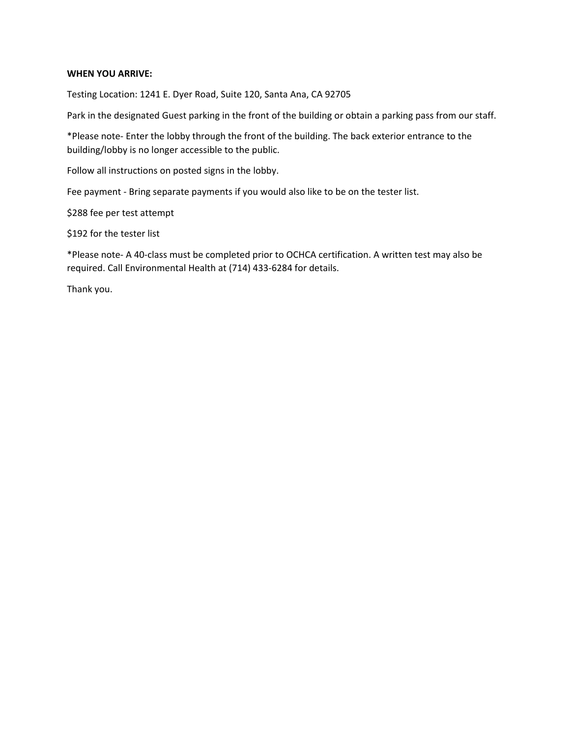**WHEN YOU ARRIVE:**

Testing Location: 1241 E. Dyer Road, Suite 120, Santa Ana, CA 92705

Park in the designated Guest parking in the front of the building or obtain a parking pass from our staff.

*Please note- Enter the lobby through the front of the building. The back exterior entrance to the building/lobby is no longer accessible to the public.

Follow all instructions on posted signs in the lobby.

Fee payment - Bring separate payments if you would also like to be on the tester list.

$288 fee per test attempt

$192 for the tester list

*Please note- A 40-class must be completed prior to OCHCA certification. A written test may also be required. Call Environmental Health at (714) 433-6284 for details.

Thank you.